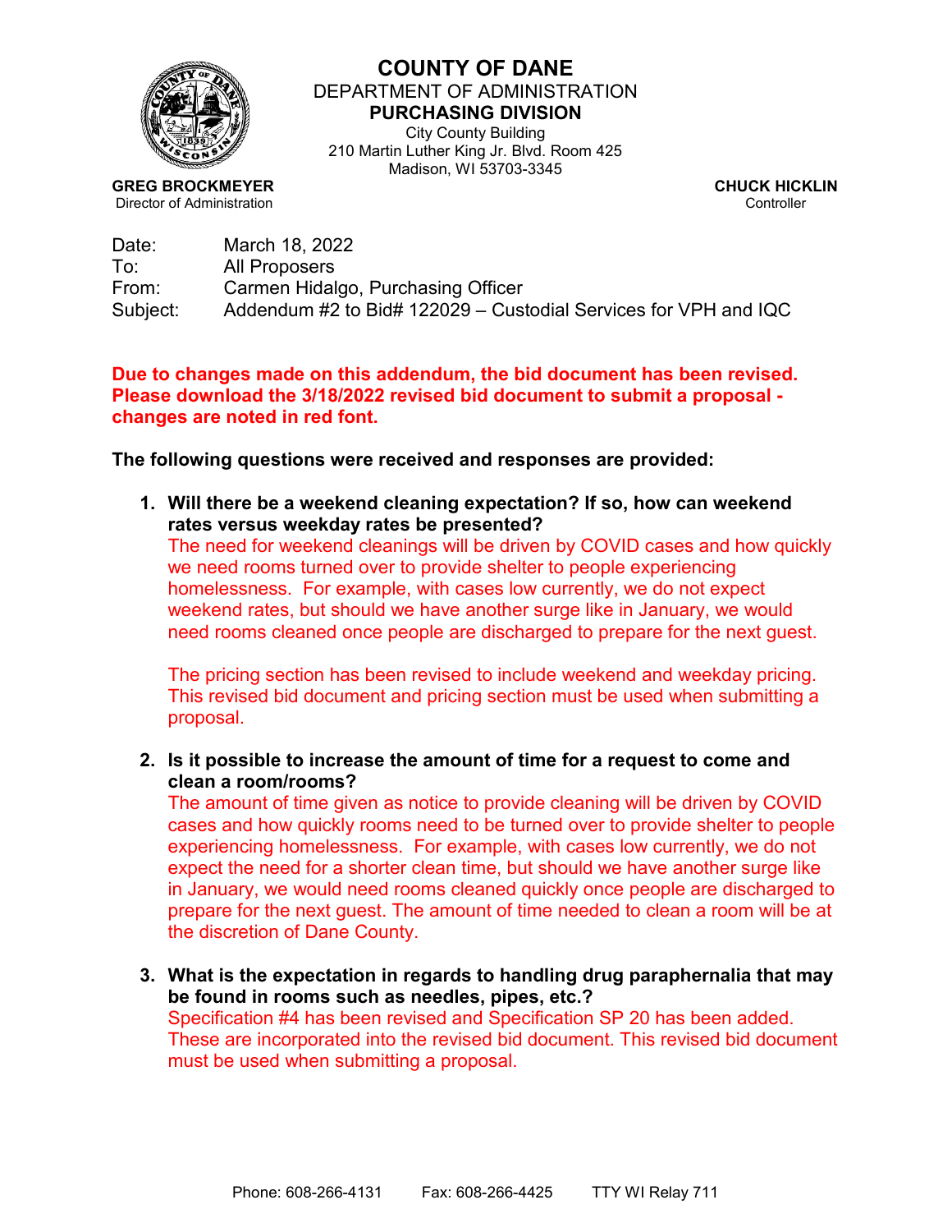# COUNTY OF DANE

## DEPARTMENT OF ADMINISTRATION

## PURCHASING DIVISION

City County Building
210 Martin Luther King Jr. Blvd. Room 425
Madison, WI 53703-3345

**GREG BROCKMEYER**
Director of Administration

**CHUCK HICKLIN**
Controller

Date: March 18, 2022
To: All Proposers
From: Carmen Hidalgo, Purchasing Officer
Subject: Addendum #2 to Bid# 122029 – Custodial Services for VPH and IQC

**Due to changes made on this addendum, the bid document has been revised. Please download the 3/18/2022 revised bid document to submit a proposal - changes are noted in red font.**

**The following questions were received and responses are provided:**

1. **Will there be a weekend cleaning expectation? If so, how can weekend rates versus weekday rates be presented?**
   The need for weekend cleanings will be driven by COVID cases and how quickly we need rooms turned over to provide shelter to people experiencing homelessness. For example, with cases low currently, we do not expect weekend rates, but should we have another surge like in January, we would need rooms cleaned once people are discharged to prepare for the next guest.

   The pricing section has been revised to include weekend and weekday pricing. This revised bid document and pricing section must be used when submitting a proposal.

2. **Is it possible to increase the amount of time for a request to come and clean a room/rooms?**
   The amount of time given as notice to provide cleaning will be driven by COVID cases and how quickly rooms need to be turned over to provide shelter to people experiencing homelessness. For example, with cases low currently, we do not expect the need for a shorter clean time, but should we have another surge like in January, we would need rooms cleaned quickly once people are discharged to prepare for the next guest. The amount of time needed to clean a room will be at the discretion of Dane County.

3. **What is the expectation in regards to handling drug paraphernalia that may be found in rooms such as needles, pipes, etc.?**
   Specification #4 has been revised and Specification SP 20 has been added. These are incorporated into the revised bid document. This revised bid document must be used when submitting a proposal.

Phone: 608-266-4131 Fax: 608-266-4425 TTY WI Relay 711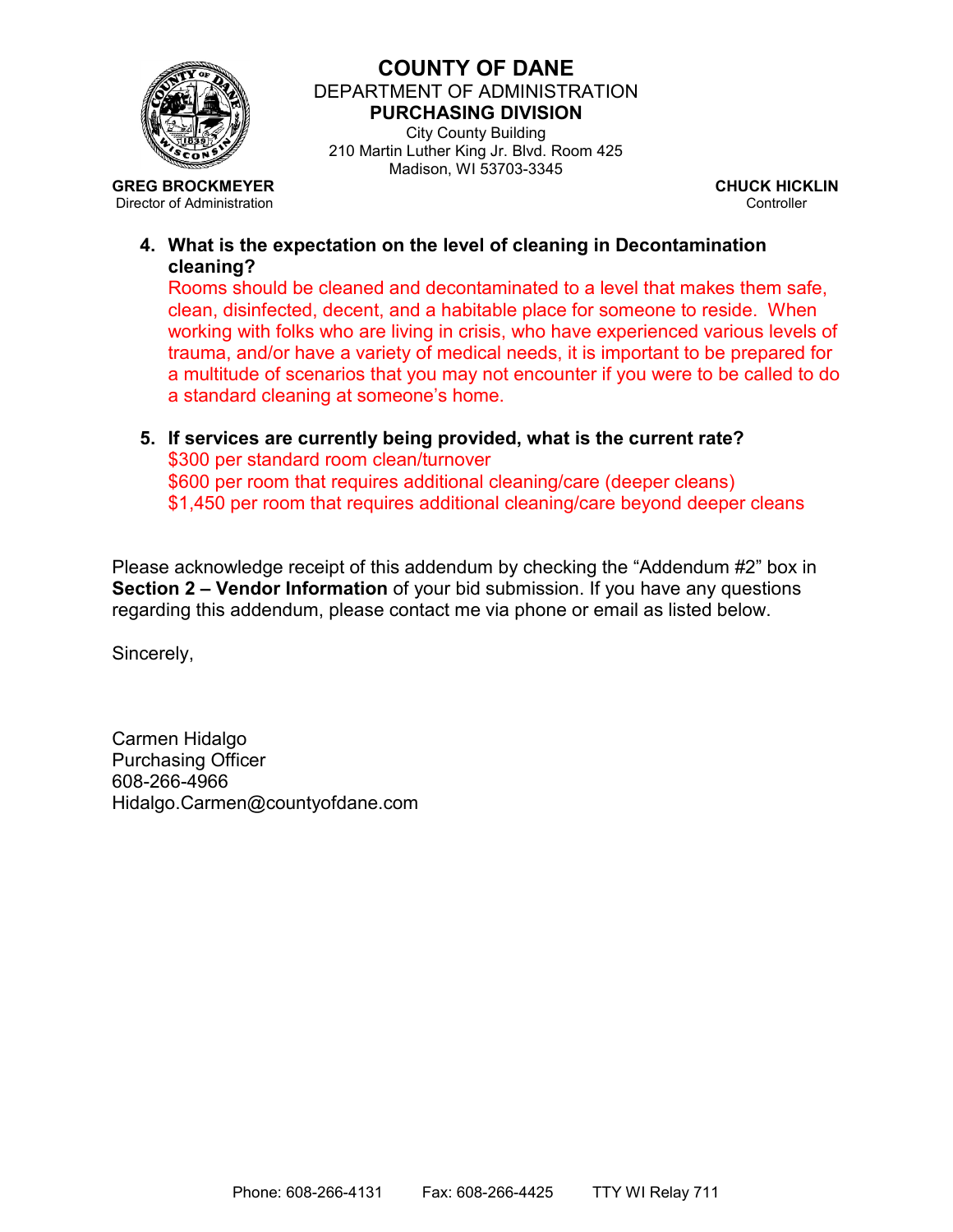**COUNTY OF DANE**
DEPARTMENT OF ADMINISTRATION
**PURCHASING DIVISION**
City County Building
210 Martin Luther King Jr. Blvd. Room 425
Madison, WI 53703-3345

**GREG BROCKMEYER**
Director of Administration

**CHUCK HICKLIN**
Controller

4. **What is the expectation on the level of cleaning in Decontamination cleaning?**
   Rooms should be cleaned and decontaminated to a level that makes them safe, clean, disinfected, decent, and a habitable place for someone to reside. When working with folks who are living in crisis, who have experienced various levels of trauma, and/or have a variety of medical needs, it is important to be prepared for a multitude of scenarios that you may not encounter if you were to be called to do a standard cleaning at someone's home.

5. **If services are currently being provided, what is the current rate?**
   $300 per standard room clean/turnover
   $600 per room that requires additional cleaning/care (deeper cleans)
   $1,450 per room that requires additional cleaning/care beyond deeper cleans

Please acknowledge receipt of this addendum by checking the "Addendum #2" box in **Section 2 – Vendor Information** of your bid submission. If you have any questions regarding this addendum, please contact me via phone or email as listed below.

Sincerely,

Carmen Hidalgo
Purchasing Officer
608-266-4966
Hidalgo.Carmen@countyofdane.com

Phone: 608-266-4131 Fax: 608-266-4425 TTY WI Relay 711